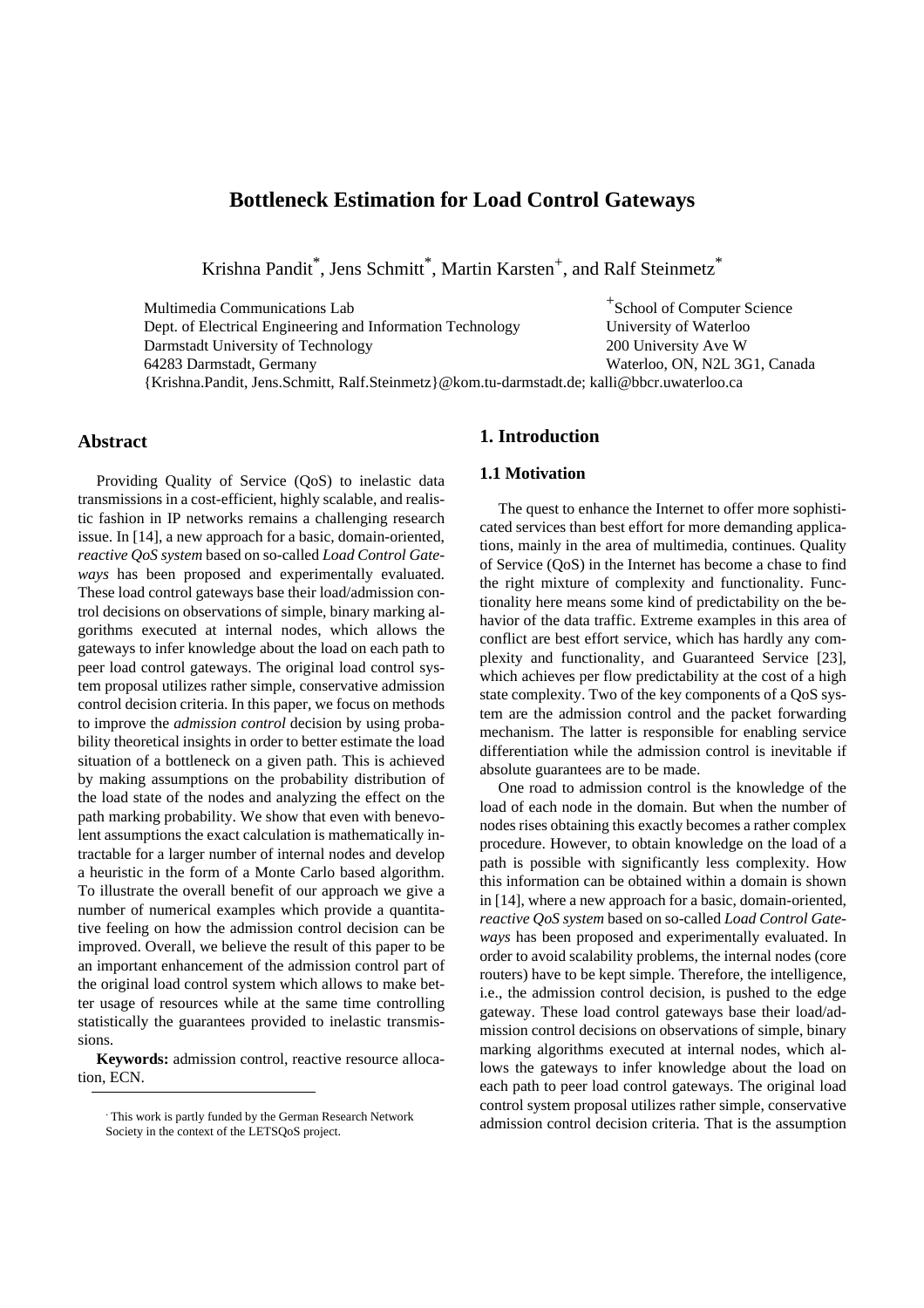# Bottleneck Estimation for Load Control Gateways

Krishna Pandit[*], Jens Schmitt[*], Martin Karsten[+], and Ralf Steinmetz[*]

Multimedia Communications Lab
Dept. of Electrical Engineering and Information Technology
Darmstadt University of Technology
64283 Darmstadt, Germany

[+]School of Computer Science
University of Waterloo
200 University Ave W
Waterloo, ON, N2L 3G1, Canada

{Krishna.Pandit, Jens.Schmitt, Ralf.Steinmetz}@kom.tu-darmstadt.de; kalli@bbcr.uwaterloo.ca

## Abstract

Providing Quality of Service (QoS) to inelastic data transmissions in a cost-efficient, highly scalable, and realistic fashion in IP networks remains a challenging research issue. In [14], a new approach for a basic, domain-oriented, *reactive QoS system* based on so-called *Load Control Gateways* has been proposed and experimentally evaluated. These load control gateways base their load/admission control decisions on observations of simple, binary marking algorithms executed at internal nodes, which allows the gateways to infer knowledge about the load on each path to peer load control gateways. The original load control system proposal utilizes rather simple, conservative admission control decision criteria. In this paper, we focus on methods to improve the *admission control* decision by using probability theoretical insights in order to better estimate the load situation of a bottleneck on a given path. This is achieved by making assumptions on the probability distribution of the load state of the nodes and analyzing the effect on the path marking probability. We show that even with benevolent assumptions the exact calculation is mathematically intractable for a larger number of internal nodes and develop a heuristic in the form of a Monte Carlo based algorithm. To illustrate the overall benefit of our approach we give a number of numerical examples which provide a quantitative feeling on how the admission control decision can be improved. Overall, we believe the result of this paper to be an important enhancement of the admission control part of the original load control system which allows to make better usage of resources while at the same time controlling statistically the guarantees provided to inelastic transmissions.

**Keywords:** admission control, reactive resource allocation, ECN.

· This work is partly funded by the German Research Network Society in the context of the LETSQoS project.

## 1. Introduction

### 1.1 Motivation

The quest to enhance the Internet to offer more sophisticated services than best effort for more demanding applications, mainly in the area of multimedia, continues. Quality of Service (QoS) in the Internet has become a chase to find the right mixture of complexity and functionality. Functionality here means some kind of predictability on the behavior of the data traffic. Extreme examples in this area of conflict are best effort service, which has hardly any complexity and functionality, and Guaranteed Service [23], which achieves per flow predictability at the cost of a high state complexity. Two of the key components of a QoS system are the admission control and the packet forwarding mechanism. The latter is responsible for enabling service differentiation while the admission control is inevitable if absolute guarantees are to be made.

One road to admission control is the knowledge of the load of each node in the domain. But when the number of nodes rises obtaining this exactly becomes a rather complex procedure. However, to obtain knowledge on the load of a path is possible with significantly less complexity. How this information can be obtained within a domain is shown in [14], where a new approach for a basic, domain-oriented, *reactive QoS system* based on so-called *Load Control Gateways* has been proposed and experimentally evaluated. In order to avoid scalability problems, the internal nodes (core routers) have to be kept simple. Therefore, the intelligence, i.e., the admission control decision, is pushed to the edge gateway. These load control gateways base their load/admission control decisions on observations of simple, binary marking algorithms executed at internal nodes, which allows the gateways to infer knowledge about the load on each path to peer load control gateways. The original load control system proposal utilizes rather simple, conservative admission control decision criteria. That is the assumption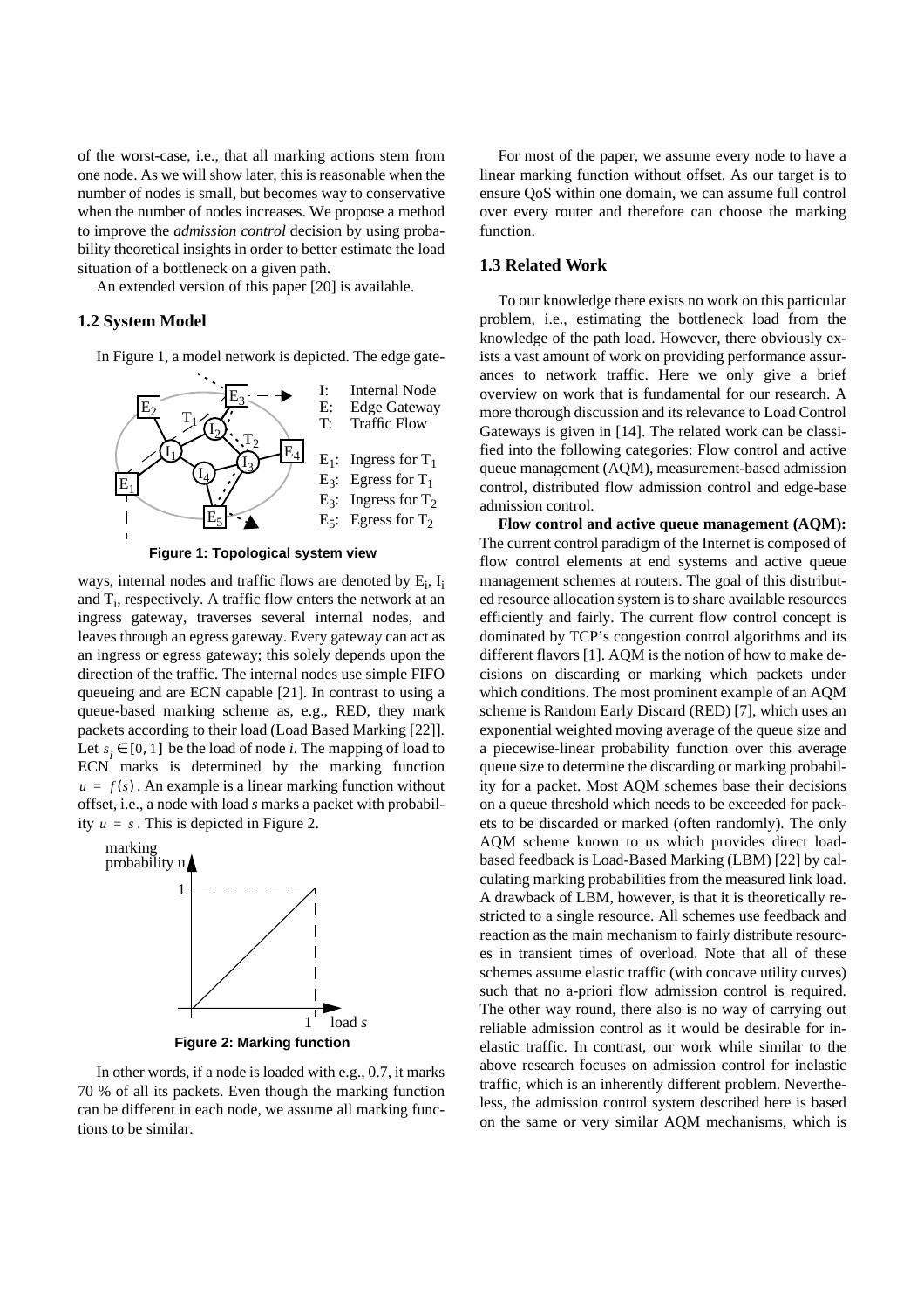of the worst-case, i.e., that all marking actions stem from one node. As we will show later, this is reasonable when the number of nodes is small, but becomes way to conservative when the number of nodes increases. We propose a method to improve the *admission control* decision by using probability theoretical insights in order to better estimate the load situation of a bottleneck on a given path.

An extended version of this paper [20] is available.

### 1.2 System Model

In Figure 1, a model network is depicted. The edge gateways, internal nodes and traffic flows are denoted by $E_i$, $I_i$ and $T_i$, respectively. A traffic flow enters the network at an ingress gateway, traverses several internal nodes, and leaves through an egress gateway. Every gateway can act as an ingress or egress gateway; this solely depends upon the direction of the traffic. The internal nodes use simple FIFO queueing and are ECN capable [21]. In contrast to using a queue-based marking scheme as, e.g., RED, they mark packets according to their load (Load Based Marking [22]]. Let $s_i \in [0, 1]$ be the load of node *i*. The mapping of load to ECN marks is determined by the marking function $u = f(s)$. An example is a linear marking function without offset, i.e., a node with load *s* marks a packet with probability $u = s$. This is depicted in Figure 2.

I: Internal Node
E: Edge Gateway
T: Traffic Flow

$E_1$: Ingress for $T_1$
$E_3$: Egress for $T_1$
$E_3$: Ingress for $T_2$
$E_5$: Egress for $T_2$

**Figure 1: Topological system view**

**Figure 2: Marking function**

In other words, if a node is loaded with e.g., 0.7, it marks 70 % of all its packets. Even though the marking function can be different in each node, we assume all marking functions to be similar.

For most of the paper, we assume every node to have a linear marking function without offset. As our target is to ensure QoS within one domain, we can assume full control over every router and therefore can choose the marking function.

### 1.3 Related Work

To our knowledge there exists no work on this particular problem, i.e., estimating the bottleneck load from the knowledge of the path load. However, there obviously exists a vast amount of work on providing performance assurances to network traffic. Here we only give a brief overview on work that is fundamental for our research. A more thorough discussion and its relevance to Load Control Gateways is given in [14]. The related work can be classified into the following categories: Flow control and active queue management (AQM), measurement-based admission control, distributed flow admission control and edge-base admission control.

**Flow control and active queue management (AQM):** The current control paradigm of the Internet is composed of flow control elements at end systems and active queue management schemes at routers. The goal of this distributed resource allocation system is to share available resources efficiently and fairly. The current flow control concept is dominated by TCP's congestion control algorithms and its different flavors [1]. AQM is the notion of how to make decisions on discarding or marking which packets under which conditions. The most prominent example of an AQM scheme is Random Early Discard (RED) [7], which uses an exponential weighted moving average of the queue size and a piecewise-linear probability function over this average queue size to determine the discarding or marking probability for a packet. Most AQM schemes base their decisions on a queue threshold which needs to be exceeded for packets to be discarded or marked (often randomly). The only AQM scheme known to us which provides direct load-based feedback is Load-Based Marking (LBM) [22] by calculating marking probabilities from the measured link load. A drawback of LBM, however, is that it is theoretically restricted to a single resource. All schemes use feedback and reaction as the main mechanism to fairly distribute resources in transient times of overload. Note that all of these schemes assume elastic traffic (with concave utility curves) such that no a-priori flow admission control is required. The other way round, there also is no way of carrying out reliable admission control as it would be desirable for inelastic traffic. In contrast, our work while similar to the above research focuses on admission control for inelastic traffic, which is an inherently different problem. Nevertheless, the admission control system described here is based on the same or very similar AQM mechanisms, which is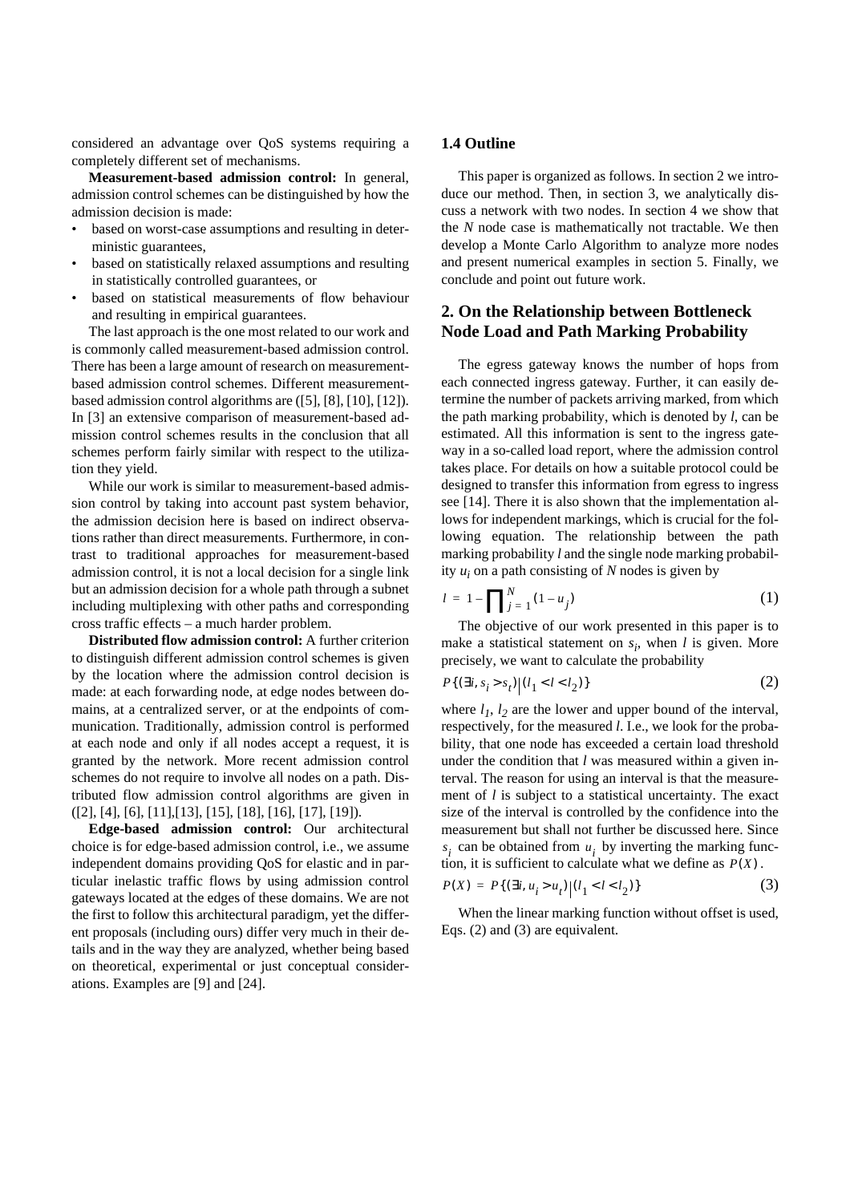considered an advantage over QoS systems requiring a completely different set of mechanisms.

**Measurement-based admission control:** In general, admission control schemes can be distinguished by how the admission decision is made:

- based on worst-case assumptions and resulting in deterministic guarantees,
- based on statistically relaxed assumptions and resulting in statistically controlled guarantees, or
- based on statistical measurements of flow behaviour and resulting in empirical guarantees.

The last approach is the one most related to our work and is commonly called measurement-based admission control. There has been a large amount of research on measurement-based admission control schemes. Different measurement-based admission control algorithms are ([5], [8], [10], [12]). In [3] an extensive comparison of measurement-based admission control schemes results in the conclusion that all schemes perform fairly similar with respect to the utilization they yield.

While our work is similar to measurement-based admission control by taking into account past system behavior, the admission decision here is based on indirect observations rather than direct measurements. Furthermore, in contrast to traditional approaches for measurement-based admission control, it is not a local decision for a single link but an admission decision for a whole path through a subnet including multiplexing with other paths and corresponding cross traffic effects – a much harder problem.

**Distributed flow admission control:** A further criterion to distinguish different admission control schemes is given by the location where the admission control decision is made: at each forwarding node, at edge nodes between domains, at a centralized server, or at the endpoints of communication. Traditionally, admission control is performed at each node and only if all nodes accept a request, it is granted by the network. More recent admission control schemes do not require to involve all nodes on a path. Distributed flow admission control algorithms are given in ([2], [4], [6], [11],[13], [15], [18], [16], [17], [19]).

**Edge-based admission control:** Our architectural choice is for edge-based admission control, i.e., we assume independent domains providing QoS for elastic and in particular inelastic traffic flows by using admission control gateways located at the edges of these domains. We are not the first to follow this architectural paradigm, yet the different proposals (including ours) differ very much in their details and in the way they are analyzed, whether being based on theoretical, experimental or just conceptual considerations. Examples are [9] and [24].

### 1.4 Outline

This paper is organized as follows. In section 2 we introduce our method. Then, in section 3, we analytically discuss a network with two nodes. In section 4 we show that the *N* node case is mathematically not tractable. We then develop a Monte Carlo Algorithm to analyze more nodes and present numerical examples in section 5. Finally, we conclude and point out future work.

## 2. On the Relationship between Bottleneck Node Load and Path Marking Probability

The egress gateway knows the number of hops from each connected ingress gateway. Further, it can easily determine the number of packets arriving marked, from which the path marking probability, which is denoted by $l$, can be estimated. All this information is sent to the ingress gateway in a so-called load report, where the admission control takes place. For details on how a suitable protocol could be designed to transfer this information from egress to ingress see [14]. There it is also shown that the implementation allows for independent markings, which is crucial for the following equation. The relationship between the path marking probability $l$ and the single node marking probability $u_i$ on a path consisting of $N$ nodes is given by

$$l = 1 - \prod_{j=1}^{N} (1 - u_j) \tag{1}$$

The objective of our work presented in this paper is to make a statistical statement on $s_i$, when $l$ is given. More precisely, we want to calculate the probability

$$P\{(\exists i, s_i > s_t) | (l_1 < l < l_2)\} \tag{2}$$

where $l_1$, $l_2$ are the lower and upper bound of the interval, respectively, for the measured $l$. I.e., we look for the probability, that one node has exceeded a certain load threshold under the condition that $l$ was measured within a given interval. The reason for using an interval is that the measurement of $l$ is subject to a statistical uncertainty. The exact size of the interval is controlled by the confidence into the measurement but shall not further be discussed here. Since $s_i$ can be obtained from $u_i$ by inverting the marking function, it is sufficient to calculate what we define as $P(X)$.

$$P(X) = P\{(\exists i, u_i > u_t) | (l_1 < l < l_2)\} \tag{3}$$

When the linear marking function without offset is used, Eqs. (2) and (3) are equivalent.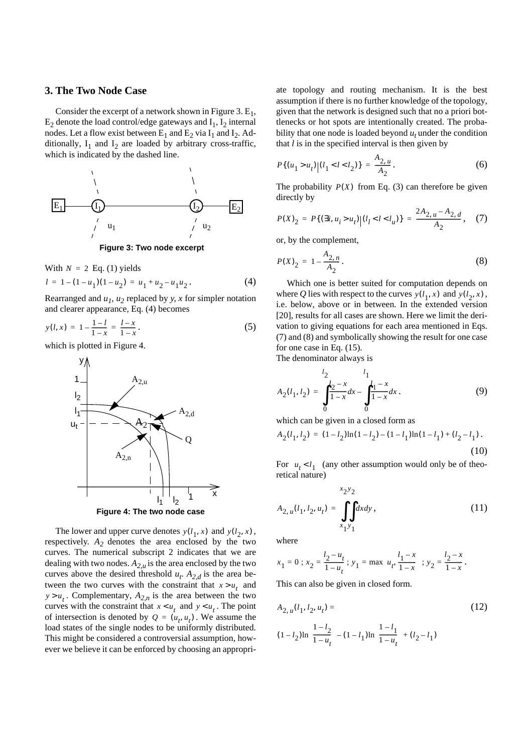## 3. The Two Node Case

Consider the excerpt of a network shown in Figure 3. $E_1$, $E_2$ denote the load control/edge gateways and $I_1$, $I_2$ internal nodes. Let a flow exist between $E_1$ and $E_2$ via $I_1$ and $I_2$. Additionally, $I_1$ and $I_2$ are loaded by arbitrary cross-traffic, which is indicated by the dashed line.

**Figure 3: Two node excerpt**

With $N = 2$ Eq. (1) yields

$$l = 1 - (1-u_1)(1-u_2) = u_1 + u_2 - u_1 u_2 . \tag{4}$$

Rearranged and $u_1$, $u_2$ replaced by $y$, $x$ for simpler notation and clearer appearance, Eq. (4) becomes

$$y(l, x) = 1 - \frac{1-l}{1-x} = \frac{l-x}{1-x} . \tag{5}$$

which is plotted in Figure 4.

**Figure 4: The two node case**

The lower and upper curve denotes $y(l_1, x)$ and $y(l_2, x)$, respectively. $A_2$ denotes the area enclosed by the two curves. The numerical subscript 2 indicates that we are dealing with two nodes. $A_{2,u}$ is the area enclosed by the two curves above the desired threshold $u_t$. $A_{2,d}$ is the area between the two curves with the constraint that $x > u_t$ and $y > u_t$. Complementary, $A_{2,n}$ is the area between the two curves with the constraint that $x < u_t$ and $y < u_t$. The point of intersection is denoted by $Q = (u_t, u_t)$. We assume the load states of the single nodes to be uniformly distributed. This might be considered a controversial assumption, however we believe it can be enforced by choosing an appropriate topology and routing mechanism. It is the best assumption if there is no further knowledge of the topology, given that the network is designed such that no a priori bottlenecks or hot spots are intentionally created. The probability that one node is loaded beyond $u_t$ under the condition that $l$ is in the specified interval is then given by

$$P\{(u_1 > u_t) | (l_1 < l < l_2)\} = \frac{A_{2,u}}{A_2} . \tag{6}$$

The probability $P(X)$ from Eq. (3) can therefore be given directly by

$$P(X)_2 = P\{(\exists i, u_i > u_t) | (l_l < l < l_u)\} = \frac{2A_{2,u} - A_{2,d}}{A_2} , \tag{7}$$

or, by the complement,

$$P(X)_2 = 1 - \frac{A_{2,n}}{A_2} . \tag{8}$$

Which one is better suited for computation depends on where $Q$ lies with respect to the curves $y(l_1, x)$ and $y(l_2, x)$, i.e. below, above or in between. In the extended version [20], results for all cases are shown. Here we limit the derivation to giving equations for each area mentioned in Eqs. (7) and (8) and symbolically showing the result for one case for one case in Eq. (15).

The denominator always is

$$A_2(l_1, l_2) = \int_0^{l_2} \frac{l_2 - x}{1-x} dx - \int_0^{l_1} \frac{l_1 - x}{1-x} dx . \tag{9}$$

which can be given in a closed form as

$$A_2(l_1, l_2) = (1-l_2)\ln(1-l_2) - (1-l_1)\ln(1-l_1) + (l_2 - l_1) . \tag{10}$$

For $u_t < l_1$ (any other assumption would only be of theoretical nature)

$$A_{2,u}(l_1, l_2, u_t) = \int_{x_1}^{x_2}\int_{y_1}^{y_2} dx dy , \tag{11}$$

where

$$x_1 = 0 \; ; \; x_2 = \frac{l_2 - u_t}{1 - u_t} \; ; \; y_1 = \max\left(u_t, \frac{l_1 - x}{1-x}\right) \; ; \; y_2 = \frac{l_2 - x}{1-x} .$$

This can also be given in closed form.

$$A_{2,u}(l_1, l_2, u_t) = \tag{12}$$

$$(1-l_2)\ln\left(\frac{1-l_2}{1-u_t}\right) - (1-l_1)\ln\left(\frac{1-l_1}{1-u_t}\right) + (l_2 - l_1)$$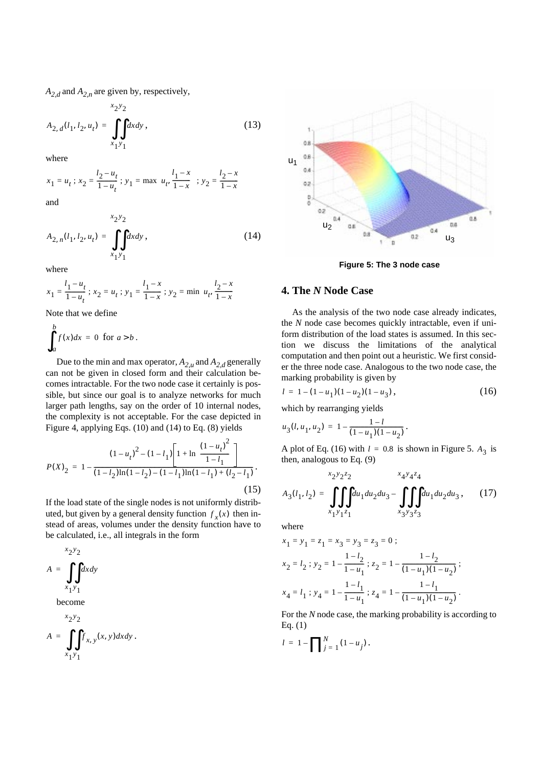$A_{2,d}$ and $A_{2,n}$ are given by, respectively,

$$A_{2,d}(l_1, l_2, u_t) = \int_{x_1}^{x_2}\int_{y_1}^{y_2} dx dy , \tag{13}$$

where

$$x_1 = u_t \; ; \; x_2 = \frac{l_2 - u_t}{1 - u_t} \; ; \; y_1 = \max\left(u_t, \frac{l_1 - x}{1 - x}\right) \; ; \; y_2 = \frac{l_2 - x}{1 - x}$$

and

$$A_{2,n}(l_1, l_2, u_t) = \int_{x_1}^{x_2}\int_{y_1}^{y_2} dx dy , \tag{14}$$

where

$$x_1 = \frac{l_1 - u_t}{1 - u_t} \; ; \; x_2 = u_t \; ; \; y_1 = \frac{l_1 - x}{1 - x} \; ; \; y_2 = \min\left(u_t, \frac{l_2 - x}{1 - x}\right)$$

Note that we define

$$\int_a^b f(x) dx = 0 \text{ for } a > b .$$

Due to the min and max operator, $A_{2,u}$ and $A_{2,d}$ generally can not be given in closed form and their calculation becomes intractable. For the two node case it certainly is possible, but since our goal is to analyze networks for much larger path lengths, say on the order of 10 internal nodes, the complexity is not acceptable. For the case depicted in Figure 4, applying Eqs. (10) and (14) to Eq. (8) yields

$$P(X)_2 = 1 - \frac{(1-u_t)^2 - (1-l_1)\left[1 + \ln\left(\frac{(1-u_t)^2}{1-l_1}\right)\right]}{(1-l_2)\ln(1-l_2) - (1-l_1)\ln(1-l_1) + (l_2 - l_1)} . \tag{15}$$

If the load state of the single nodes is not uniformly distributed, but given by a general density function $f_x(x)$ then instead of areas, volumes under the density function have to be calculated, i.e., all integrals in the form

$$A = \int_{x_1}^{x_2}\int_{y_1}^{y_2} dx dy$$

become

$$A = \int_{x_1}^{x_2}\int_{y_1}^{y_2} f_{x,y}(x, y) dx dy .$$

Figure 5: The 3 node case

## 4. The *N* Node Case

As the analysis of the two node case already indicates, the *N* node case becomes quickly intractable, even if uniform distribution of the load states is assumed. In this section we discuss the limitations of the analytical computation and then point out a heuristic. We first consider the three node case. Analogous to the two node case, the marking probability is given by

$$l = 1 - (1 - u_1)(1 - u_2)(1 - u_3) , \tag{16}$$

which by rearranging yields

$$u_3(l, u_1, u_2) = 1 - \frac{1 - l}{(1 - u_1)(1 - u_2)} .$$

A plot of Eq. (16) with $l = 0.8$ is shown in Figure 5. $A_3$ is then, analogous to Eq. (9)

$$A_3(l_1, l_2) = \int_{x_1}^{x_2}\int_{y_1}^{y_2}\int_{z_1}^{z_2} du_1 du_2 du_3 - \int_{x_3}^{x_4}\int_{y_3}^{y_4}\int_{z_3}^{z_4} du_1 du_2 du_3 , \tag{17}$$

where

$$x_1 = y_1 = z_1 = x_3 = y_3 = z_3 = 0 ;$$

$$x_2 = l_2 \; ; \; y_2 = 1 - \frac{1 - l_2}{1 - u_1} \; ; \; z_2 = 1 - \frac{1 - l_2}{(1 - u_1)(1 - u_2)} ;$$

$$x_4 = l_1 \; ; \; y_4 = 1 - \frac{1 - l_1}{1 - u_1} \; ; \; z_4 = 1 - \frac{1 - l_1}{(1 - u_1)(1 - u_2)} .$$

For the *N* node case, the marking probability is according to Eq. (1)

$$l = 1 - \prod_{j=1}^{N} (1 - u_j) .$$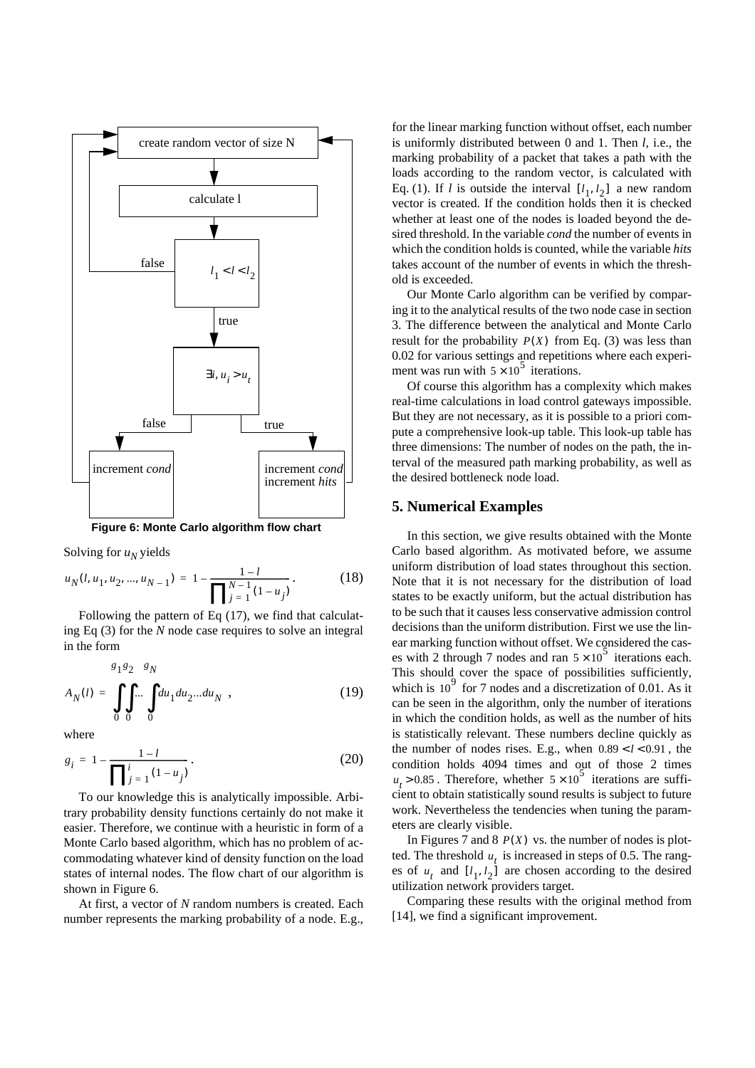**Figure 6: Monte Carlo algorithm flow chart**

Solving for $u_N$ yields

$$u_N(l, u_1, u_2, ..., u_{N-1}) = 1 - \frac{1-l}{\prod_{j=1}^{N-1}(1-u_j)}. \qquad (18)$$

Following the pattern of Eq (17), we find that calculating Eq (3) for the $N$ node case requires to solve an integral in the form

$$A_N(l) = \int_0^{g_1}\int_0^{g_2}...\int_0^{g_N} du_1 du_2 ... du_N \ , \qquad (19)$$

where

$$g_i = 1 - \frac{1-l}{\prod_{j=1}^{i}(1-u_j)}. \qquad (20)$$

To our knowledge this is analytically impossible. Arbitrary probability density functions certainly do not make it easier. Therefore, we continue with a heuristic in form of a Monte Carlo based algorithm, which has no problem of accommodating whatever kind of density function on the load states of internal nodes. The flow chart of our algorithm is shown in Figure 6.

At first, a vector of $N$ random numbers is created. Each number represents the marking probability of a node. E.g., for the linear marking function without offset, each number is uniformly distributed between 0 and 1. Then $l$, i.e., the marking probability of a packet that takes a path with the loads according to the random vector, is calculated with Eq. (1). If $l$ is outside the interval $[l_1, l_2]$ a new random vector is created. If the condition holds then it is checked whether at least one of the nodes is loaded beyond the desired threshold. In the variable *cond* the number of events in which the condition holds is counted, while the variable *hits* takes account of the number of events in which the threshold is exceeded.

Our Monte Carlo algorithm can be verified by comparing it to the analytical results of the two node case in section 3. The difference between the analytical and Monte Carlo result for the probability $P(X)$ from Eq. (3) was less than 0.02 for various settings and repetitions where each experiment was run with $5 \times 10^5$ iterations.

Of course this algorithm has a complexity which makes real-time calculations in load control gateways impossible. But they are not necessary, as it is possible to a priori compute a comprehensive look-up table. This look-up table has three dimensions: The number of nodes on the path, the interval of the measured path marking probability, as well as the desired bottleneck node load.

## 5. Numerical Examples

In this section, we give results obtained with the Monte Carlo based algorithm. As motivated before, we assume uniform distribution of load states throughout this section. Note that it is not necessary for the distribution of load states to be exactly uniform, but the actual distribution has to be such that it causes less conservative admission control decisions than the uniform distribution. First we use the linear marking function without offset. We considered the cases with 2 through 7 nodes and ran $5 \times 10^5$ iterations each. This should cover the space of possibilities sufficiently, which is $10^9$ for 7 nodes and a discretization of 0.01. As it can be seen in the algorithm, only the number of iterations in which the condition holds, as well as the number of hits is statistically relevant. These numbers decline quickly as the number of nodes rises. E.g., when $0.89 < l < 0.91$, the condition holds 4094 times and out of those 2 times $u_t > 0.85$. Therefore, whether $5 \times 10^5$ iterations are sufficient to obtain statistically sound results is subject to future work. Nevertheless the tendencies when tuning the parameters are clearly visible.

In Figures 7 and 8 $P(X)$ vs. the number of nodes is plotted. The threshold $u_t$ is increased in steps of 0.5. The ranges of $u_t$ and $[l_1, l_2]$ are chosen according to the desired utilization network providers target.

Comparing these results with the original method from [14], we find a significant improvement.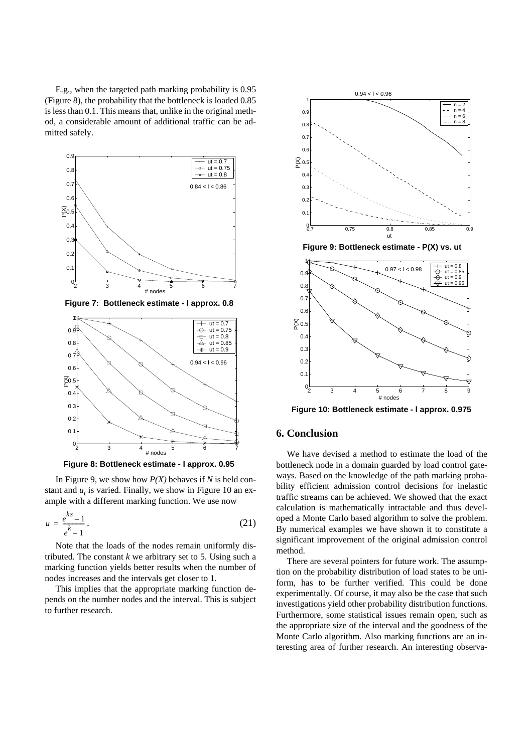E.g., when the targeted path marking probability is 0.95 (Figure 8), the probability that the bottleneck is loaded 0.85 is less than 0.1. This means that, unlike in the original method, a considerable amount of additional traffic can be admitted safely.

**Figure 7: Bottleneck estimate - l approx. 0.8**

**Figure 8: Bottleneck estimate - l approx. 0.95**

In Figure 9, we show how *P(X)* behaves if *N* is held constant and $u_t$ is varied. Finally, we show in Figure 10 an example with a different marking function. We use now

$$u = \frac{e^{ks} - 1}{e^{k} - 1}. \tag{21}$$

Note that the loads of the nodes remain uniformly distributed. The constant *k* we arbitrary set to 5. Using such a marking function yields better results when the number of nodes increases and the intervals get closer to 1.

This implies that the appropriate marking function depends on the number nodes and the interval. This is subject to further research.

**Figure 9: Bottleneck estimate - P(X) vs. ut**

**Figure 10: Bottleneck estimate - l approx. 0.975**

## 6. Conclusion

We have devised a method to estimate the load of the bottleneck node in a domain guarded by load control gateways. Based on the knowledge of the path marking probability efficient admission control decisions for inelastic traffic streams can be achieved. We showed that the exact calculation is mathematically intractable and thus developed a Monte Carlo based algorithm to solve the problem. By numerical examples we have shown it to constitute a significant improvement of the original admission control method.

There are several pointers for future work. The assumption on the probability distribution of load states to be uniform, has to be further verified. This could be done experimentally. Of course, it may also be the case that such investigations yield other probability distribution functions. Furthermore, some statistical issues remain open, such as the appropriate size of the interval and the goodness of the Monte Carlo algorithm. Also marking functions are an interesting area of further research. An interesting observa-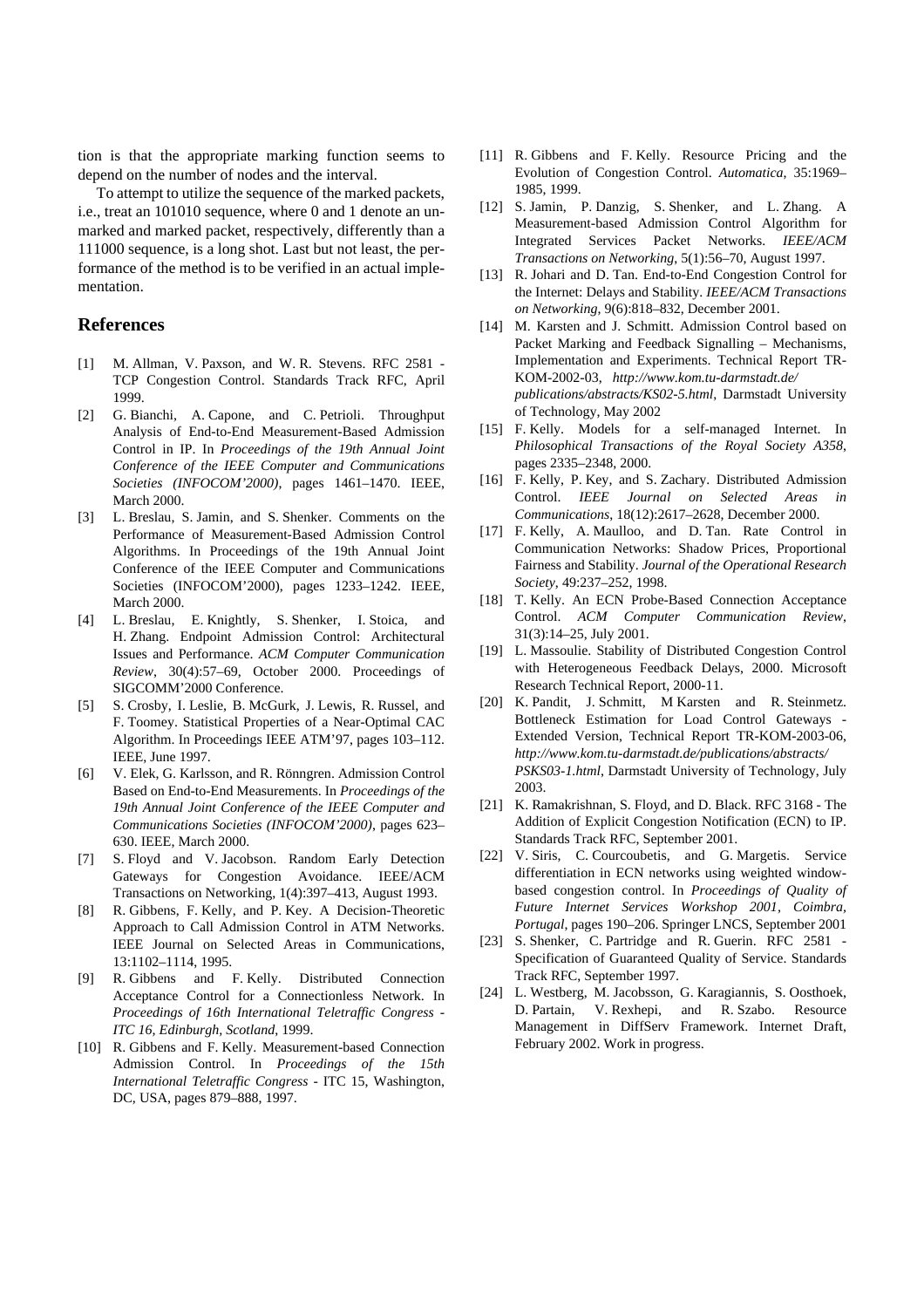tion is that the appropriate marking function seems to depend on the number of nodes and the interval.

To attempt to utilize the sequence of the marked packets, i.e., treat an 101010 sequence, where 0 and 1 denote an unmarked and marked packet, respectively, differently than a 111000 sequence, is a long shot. Last but not least, the performance of the method is to be verified in an actual implementation.

## References

[1] M. Allman, V. Paxson, and W. R. Stevens. RFC 2581 - TCP Congestion Control. Standards Track RFC, April 1999.

[2] G. Bianchi, A. Capone, and C. Petrioli. Throughput Analysis of End-to-End Measurement-Based Admission Control in IP. In *Proceedings of the 19th Annual Joint Conference of the IEEE Computer and Communications Societies (INFOCOM'2000)*, pages 1461–1470. IEEE, March 2000.

[3] L. Breslau, S. Jamin, and S. Shenker. Comments on the Performance of Measurement-Based Admission Control Algorithms. In Proceedings of the 19th Annual Joint Conference of the IEEE Computer and Communications Societies (INFOCOM'2000), pages 1233–1242. IEEE, March 2000.

[4] L. Breslau, E. Knightly, S. Shenker, I. Stoica, and H. Zhang. Endpoint Admission Control: Architectural Issues and Performance. *ACM Computer Communication Review*, 30(4):57–69, October 2000. Proceedings of SIGCOMM'2000 Conference.

[5] S. Crosby, I. Leslie, B. McGurk, J. Lewis, R. Russel, and F. Toomey. Statistical Properties of a Near-Optimal CAC Algorithm. In Proceedings IEEE ATM'97, pages 103–112. IEEE, June 1997.

[6] V. Elek, G. Karlsson, and R. Rönngren. Admission Control Based on End-to-End Measurements. In *Proceedings of the 19th Annual Joint Conference of the IEEE Computer and Communications Societies (INFOCOM'2000)*, pages 623–630. IEEE, March 2000.

[7] S. Floyd and V. Jacobson. Random Early Detection Gateways for Congestion Avoidance. IEEE/ACM Transactions on Networking, 1(4):397–413, August 1993.

[8] R. Gibbens, F. Kelly, and P. Key. A Decision-Theoretic Approach to Call Admission Control in ATM Networks. IEEE Journal on Selected Areas in Communications, 13:1102–1114, 1995.

[9] R. Gibbens and F. Kelly. Distributed Connection Acceptance Control for a Connectionless Network. In *Proceedings of 16th International Teletraffic Congress - ITC 16, Edinburgh, Scotland*, 1999.

[10] R. Gibbens and F. Kelly. Measurement-based Connection Admission Control. In *Proceedings of the 15th International Teletraffic Congress* - ITC 15, Washington, DC, USA, pages 879–888, 1997.

[11] R. Gibbens and F. Kelly. Resource Pricing and the Evolution of Congestion Control. *Automatica*, 35:1969–1985, 1999.

[12] S. Jamin, P. Danzig, S. Shenker, and L. Zhang. A Measurement-based Admission Control Algorithm for Integrated Services Packet Networks. *IEEE/ACM Transactions on Networking*, 5(1):56–70, August 1997.

[13] R. Johari and D. Tan. End-to-End Congestion Control for the Internet: Delays and Stability. *IEEE/ACM Transactions on Networking*, 9(6):818–832, December 2001.

[14] M. Karsten and J. Schmitt. Admission Control based on Packet Marking and Feedback Signalling – Mechanisms, Implementation and Experiments. Technical Report TR-KOM-2002-03, *http://www.kom.tu-darmstadt.de/publications/abstracts/KS02-5.html*, Darmstadt University of Technology, May 2002

[15] F. Kelly. Models for a self-managed Internet. In *Philosophical Transactions of the Royal Society A358*, pages 2335–2348, 2000.

[16] F. Kelly, P. Key, and S. Zachary. Distributed Admission Control. *IEEE Journal on Selected Areas in Communications*, 18(12):2617–2628, December 2000.

[17] F. Kelly, A. Maulloo, and D. Tan. Rate Control in Communication Networks: Shadow Prices, Proportional Fairness and Stability. *Journal of the Operational Research Society*, 49:237–252, 1998.

[18] T. Kelly. An ECN Probe-Based Connection Acceptance Control. *ACM Computer Communication Review*, 31(3):14–25, July 2001.

[19] L. Massoulie. Stability of Distributed Congestion Control with Heterogeneous Feedback Delays, 2000. Microsoft Research Technical Report, 2000-11.

[20] K. Pandit, J. Schmitt, M Karsten and R. Steinmetz. Bottleneck Estimation for Load Control Gateways - Extended Version, Technical Report TR-KOM-2003-06, *http://www.kom.tu-darmstadt.de/publications/abstracts/PSKS03-1.html*, Darmstadt University of Technology, July 2003.

[21] K. Ramakrishnan, S. Floyd, and D. Black. RFC 3168 - The Addition of Explicit Congestion Notification (ECN) to IP. Standards Track RFC, September 2001.

[22] V. Siris, C. Courcoubetis, and G. Margetis. Service differentiation in ECN networks using weighted window-based congestion control. In *Proceedings of Quality of Future Internet Services Workshop 2001, Coimbra, Portugal*, pages 190–206. Springer LNCS, September 2001

[23] S. Shenker, C. Partridge and R. Guerin. RFC 2581 - Specification of Guaranteed Quality of Service. Standards Track RFC, September 1997.

[24] L. Westberg, M. Jacobsson, G. Karagiannis, S. Oosthoek, D. Partain, V. Rexhepi, and R. Szabo. Resource Management in DiffServ Framework. Internet Draft, February 2002. Work in progress.